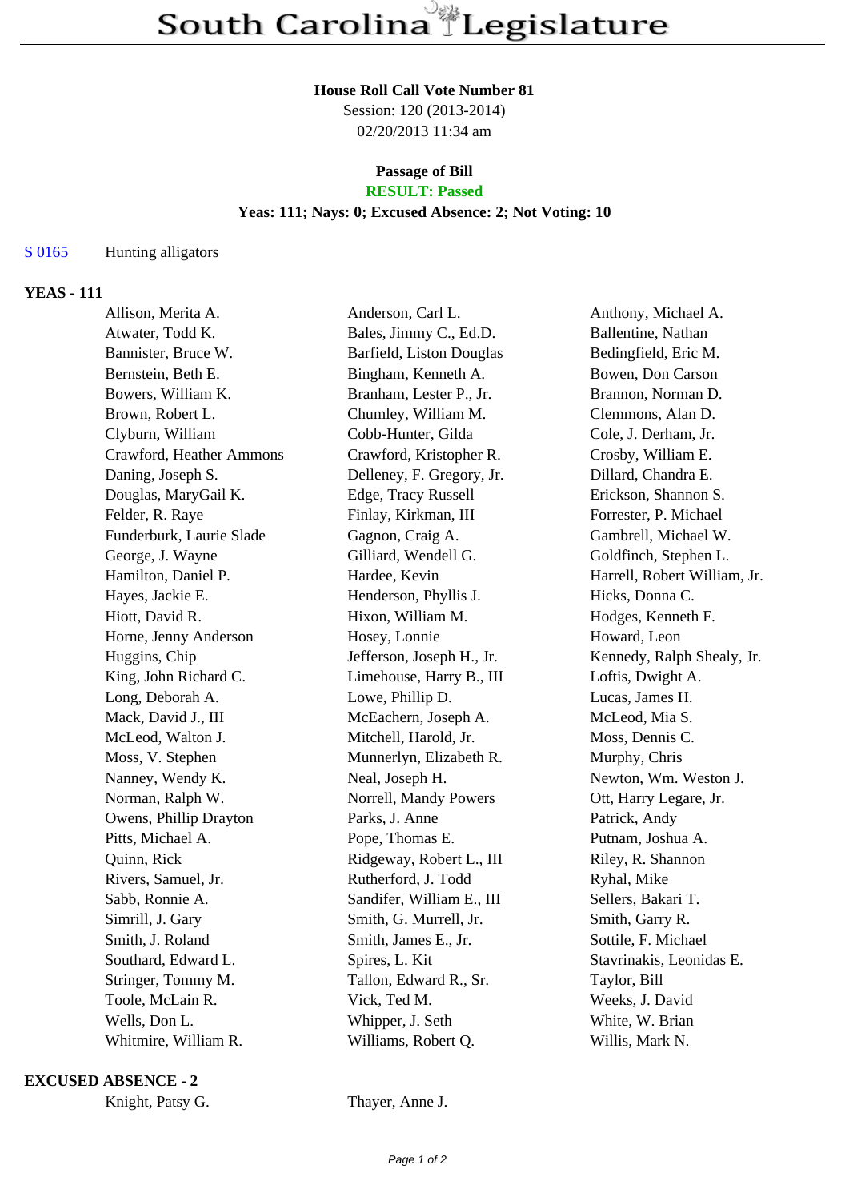# South Carolina Legislature

**House Roll Call Vote Number 81**
Session: 120 (2013-2014)
02/20/2013 11:34 am

**Passage of Bill**
**RESULT: Passed**
**Yeas: 111; Nays: 0; Excused Absence: 2; Not Voting: 10**

S 0165 Hunting alligators

**YEAS - 111**

| | | |
|---|---|---|
| Allison, Merita A. | Anderson, Carl L. | Anthony, Michael A. |
| Atwater, Todd K. | Bales, Jimmy C., Ed.D. | Ballentine, Nathan |
| Bannister, Bruce W. | Barfield, Liston Douglas | Bedingfield, Eric M. |
| Bernstein, Beth E. | Bingham, Kenneth A. | Bowen, Don Carson |
| Bowers, William K. | Branham, Lester P., Jr. | Brannon, Norman D. |
| Brown, Robert L. | Chumley, William M. | Clemmons, Alan D. |
| Clyburn, William | Cobb-Hunter, Gilda | Cole, J. Derham, Jr. |
| Crawford, Heather Ammons | Crawford, Kristopher R. | Crosby, William E. |
| Daning, Joseph S. | Delleney, F. Gregory, Jr. | Dillard, Chandra E. |
| Douglas, MaryGail K. | Edge, Tracy Russell | Erickson, Shannon S. |
| Felder, R. Raye | Finlay, Kirkman, III | Forrester, P. Michael |
| Funderburk, Laurie Slade | Gagnon, Craig A. | Gambrell, Michael W. |
| George, J. Wayne | Gilliard, Wendell G. | Goldfinch, Stephen L. |
| Hamilton, Daniel P. | Hardee, Kevin | Harrell, Robert William, Jr. |
| Hayes, Jackie E. | Henderson, Phyllis J. | Hicks, Donna C. |
| Hiott, David R. | Hixon, William M. | Hodges, Kenneth F. |
| Horne, Jenny Anderson | Hosey, Lonnie | Howard, Leon |
| Huggins, Chip | Jefferson, Joseph H., Jr. | Kennedy, Ralph Shealy, Jr. |
| King, John Richard C. | Limehouse, Harry B., III | Loftis, Dwight A. |
| Long, Deborah A. | Lowe, Phillip D. | Lucas, James H. |
| Mack, David J., III | McEachern, Joseph A. | McLeod, Mia S. |
| McLeod, Walton J. | Mitchell, Harold, Jr. | Moss, Dennis C. |
| Moss, V. Stephen | Munnerlyn, Elizabeth R. | Murphy, Chris |
| Nanney, Wendy K. | Neal, Joseph H. | Newton, Wm. Weston J. |
| Norman, Ralph W. | Norrell, Mandy Powers | Ott, Harry Legare, Jr. |
| Owens, Phillip Drayton | Parks, J. Anne | Patrick, Andy |
| Pitts, Michael A. | Pope, Thomas E. | Putnam, Joshua A. |
| Quinn, Rick | Ridgeway, Robert L., III | Riley, R. Shannon |
| Rivers, Samuel, Jr. | Rutherford, J. Todd | Ryhal, Mike |
| Sabb, Ronnie A. | Sandifer, William E., III | Sellers, Bakari T. |
| Simrill, J. Gary | Smith, G. Murrell, Jr. | Smith, Garry R. |
| Smith, J. Roland | Smith, James E., Jr. | Sottile, F. Michael |
| Southard, Edward L. | Spires, L. Kit | Stavrinakis, Leonidas E. |
| Stringer, Tommy M. | Tallon, Edward R., Sr. | Taylor, Bill |
| Toole, McLain R. | Vick, Ted M. | Weeks, J. David |
| Wells, Don L. | Whipper, J. Seth | White, W. Brian |
| Whitmire, William R. | Williams, Robert Q. | Willis, Mark N. |

**EXCUSED ABSENCE - 2**

| | |
|---|---|
| Knight, Patsy G. | Thayer, Anne J. |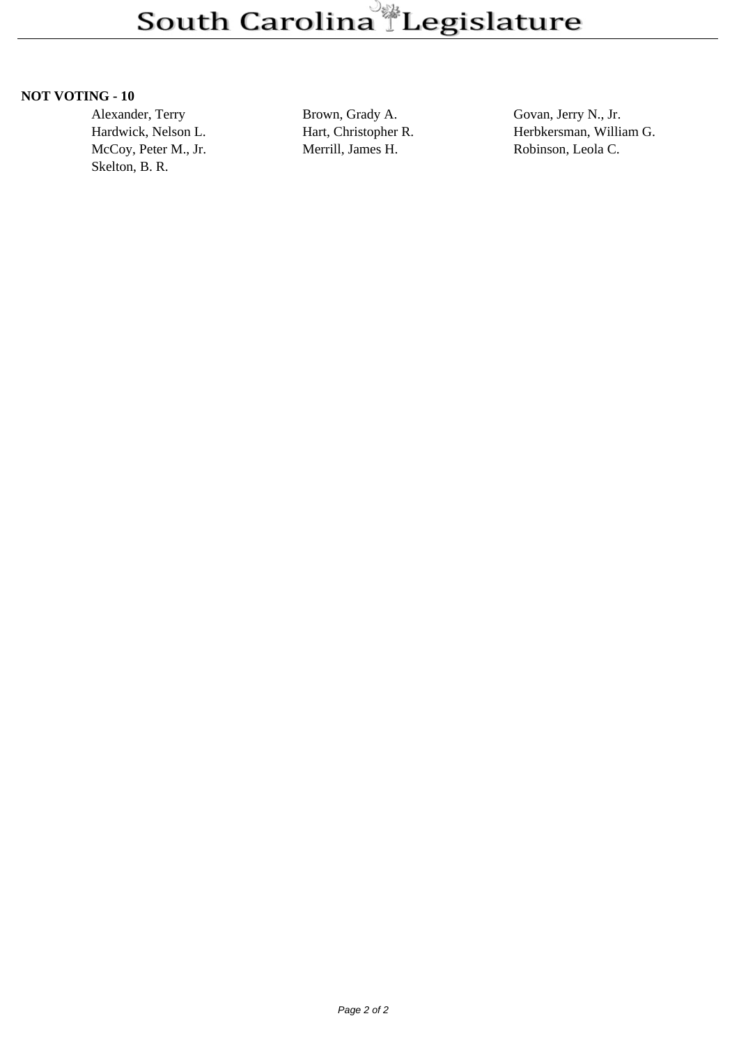**NOT VOTING - 10**

| | | |
|---|---|---|
| Alexander, Terry | Brown, Grady A. | Govan, Jerry N., Jr. |
| Hardwick, Nelson L. | Hart, Christopher R. | Herbkersman, William G. |
| McCoy, Peter M., Jr. | Merrill, James H. | Robinson, Leola C. |
| Skelton, B. R. | | |